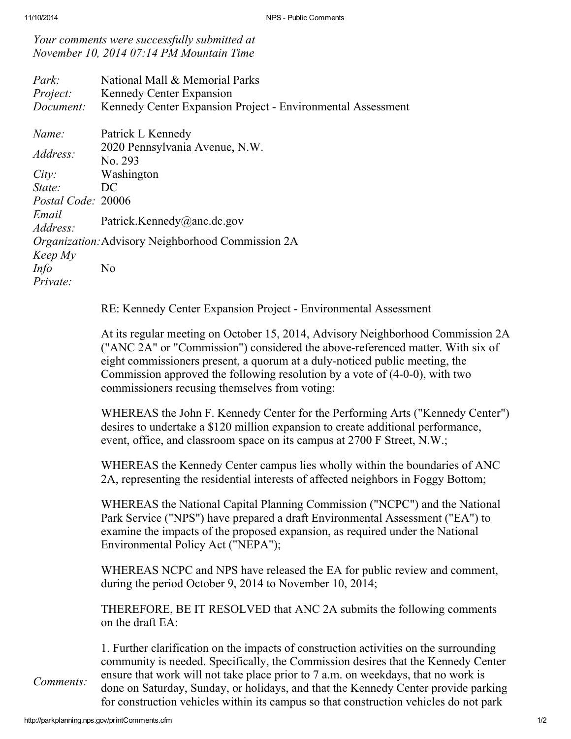*Your comments were successfully submitted at November 10, 2014 07:14 PM Mountain Time*

| | |
|---|---|
| *Park:* | National Mall & Memorial Parks |
| *Project:* | Kennedy Center Expansion |
| *Document:* | Kennedy Center Expansion Project - Environmental Assessment |
| *Name:* | Patrick L Kennedy |
| *Address:* | 2020 Pennsylvania Avenue, N.W. No. 293 |
| *City:* | Washington |
| *State:* | DC |
| *Postal Code:* | 20006 |
| *Email Address:* | Patrick.Kennedy@anc.dc.gov |
| *Organization:* | Advisory Neighborhood Commission 2A |
| *Keep My Info Private:* | No |

*Comments:*

RE: Kennedy Center Expansion Project - Environmental Assessment

At its regular meeting on October 15, 2014, Advisory Neighborhood Commission 2A ("ANC 2A" or "Commission") considered the above-referenced matter. With six of eight commissioners present, a quorum at a duly-noticed public meeting, the Commission approved the following resolution by a vote of (4-0-0), with two commissioners recusing themselves from voting:

WHEREAS the John F. Kennedy Center for the Performing Arts ("Kennedy Center") desires to undertake a $120 million expansion to create additional performance, event, office, and classroom space on its campus at 2700 F Street, N.W.;

WHEREAS the Kennedy Center campus lies wholly within the boundaries of ANC 2A, representing the residential interests of affected neighbors in Foggy Bottom;

WHEREAS the National Capital Planning Commission ("NCPC") and the National Park Service ("NPS") have prepared a draft Environmental Assessment ("EA") to examine the impacts of the proposed expansion, as required under the National Environmental Policy Act ("NEPA");

WHEREAS NCPC and NPS have released the EA for public review and comment, during the period October 9, 2014 to November 10, 2014;

THEREFORE, BE IT RESOLVED that ANC 2A submits the following comments on the draft EA:

1. Further clarification on the impacts of construction activities on the surrounding community is needed. Specifically, the Commission desires that the Kennedy Center ensure that work will not take place prior to 7 a.m. on weekdays, that no work is done on Saturday, Sunday, or holidays, and that the Kennedy Center provide parking for construction vehicles within its campus so that construction vehicles do not park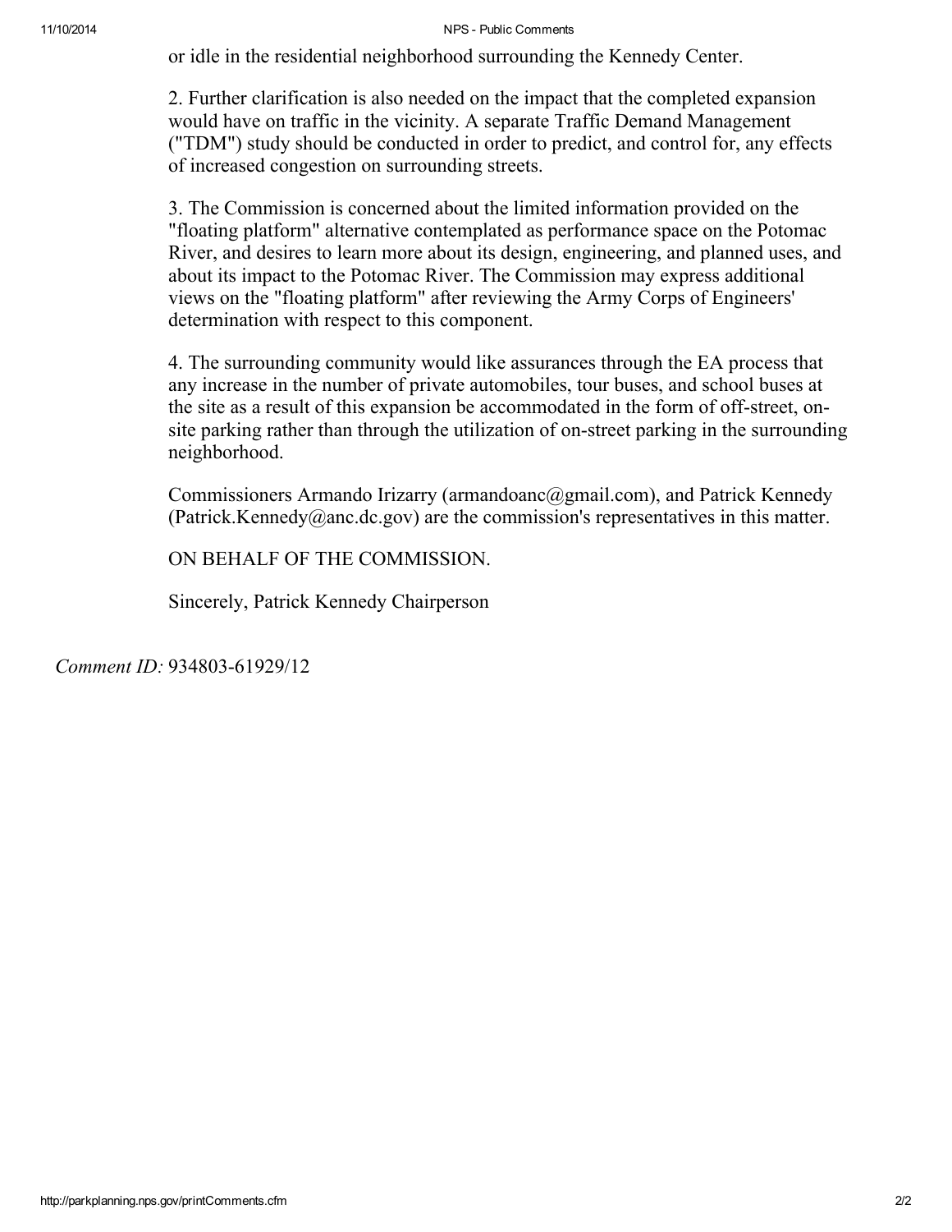or idle in the residential neighborhood surrounding the Kennedy Center.

2. Further clarification is also needed on the impact that the completed expansion would have on traffic in the vicinity. A separate Traffic Demand Management ("TDM") study should be conducted in order to predict, and control for, any effects of increased congestion on surrounding streets.

3. The Commission is concerned about the limited information provided on the "floating platform" alternative contemplated as performance space on the Potomac River, and desires to learn more about its design, engineering, and planned uses, and about its impact to the Potomac River. The Commission may express additional views on the "floating platform" after reviewing the Army Corps of Engineers' determination with respect to this component.

4. The surrounding community would like assurances through the EA process that any increase in the number of private automobiles, tour buses, and school buses at the site as a result of this expansion be accommodated in the form of off-street, on-site parking rather than through the utilization of on-street parking in the surrounding neighborhood.

Commissioners Armando Irizarry (armandoanc@gmail.com), and Patrick Kennedy (Patrick.Kennedy@anc.dc.gov) are the commission's representatives in this matter.

ON BEHALF OF THE COMMISSION.

Sincerely, Patrick Kennedy Chairperson

*Comment ID:* 934803-61929/12